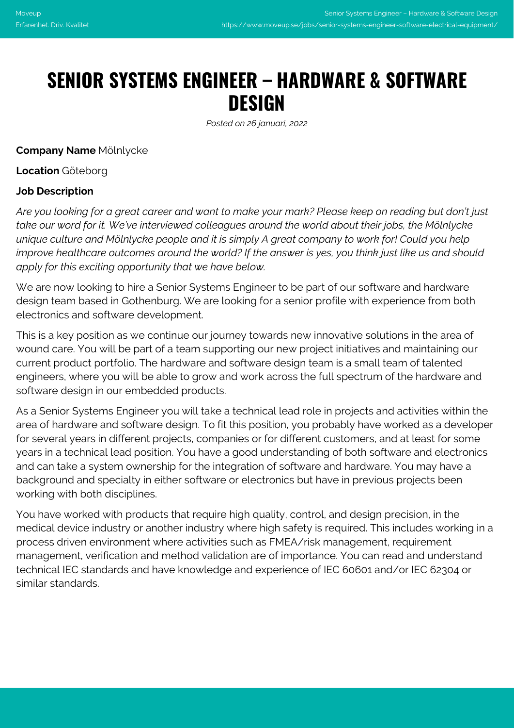# SENIOR SYSTEMS ENGINEER – HARDWARE & SOFTWARE DESIGN

*Posted on 26 januari, 2022*

**Company Name** Mölnlycke

**Location** Göteborg

**Job Description**

*Are you looking for a great career and want to make your mark? Please keep on reading but don't just take our word for it. We've interviewed colleagues around the world about their jobs, the Mölnlycke unique culture and Mölnlycke people and it is simply A great company to work for! Could you help improve healthcare outcomes around the world? If the answer is yes, you think just like us and should apply for this exciting opportunity that we have below.*

We are now looking to hire a Senior Systems Engineer to be part of our software and hardware design team based in Gothenburg. We are looking for a senior profile with experience from both electronics and software development.

This is a key position as we continue our journey towards new innovative solutions in the area of wound care. You will be part of a team supporting our new project initiatives and maintaining our current product portfolio. The hardware and software design team is a small team of talented engineers, where you will be able to grow and work across the full spectrum of the hardware and software design in our embedded products.

As a Senior Systems Engineer you will take a technical lead role in projects and activities within the area of hardware and software design. To fit this position, you probably have worked as a developer for several years in different projects, companies or for different customers, and at least for some years in a technical lead position. You have a good understanding of both software and electronics and can take a system ownership for the integration of software and hardware. You may have a background and specialty in either software or electronics but have in previous projects been working with both disciplines.

You have worked with products that require high quality, control, and design precision, in the medical device industry or another industry where high safety is required. This includes working in a process driven environment where activities such as FMEA/risk management, requirement management, verification and method validation are of importance. You can read and understand technical IEC standards and have knowledge and experience of IEC 60601 and/or IEC 62304 or similar standards.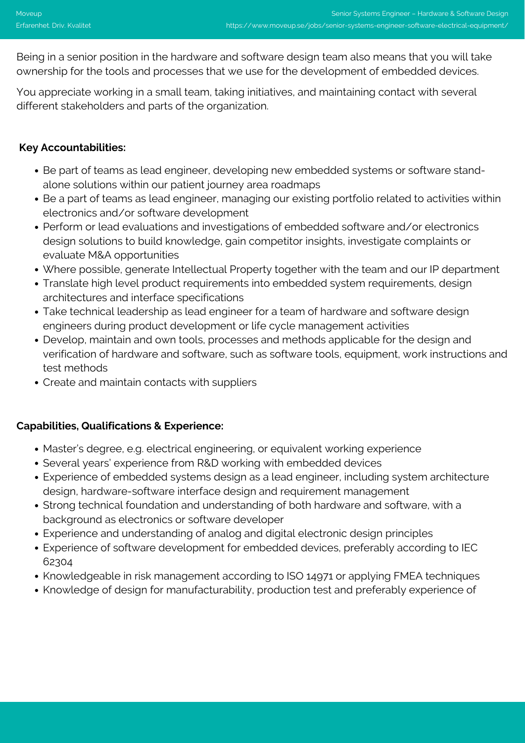Being in a senior position in the hardware and software design team also means that you will take ownership for the tools and processes that we use for the development of embedded devices.

You appreciate working in a small team, taking initiatives, and maintaining contact with several different stakeholders and parts of the organization.

**Key Accountabilities:**

- Be part of teams as lead engineer, developing new embedded systems or software stand-alone solutions within our patient journey area roadmaps
- Be a part of teams as lead engineer, managing our existing portfolio related to activities within electronics and/or software development
- Perform or lead evaluations and investigations of embedded software and/or electronics design solutions to build knowledge, gain competitor insights, investigate complaints or evaluate M&A opportunities
- Where possible, generate Intellectual Property together with the team and our IP department
- Translate high level product requirements into embedded system requirements, design architectures and interface specifications
- Take technical leadership as lead engineer for a team of hardware and software design engineers during product development or life cycle management activities
- Develop, maintain and own tools, processes and methods applicable for the design and verification of hardware and software, such as software tools, equipment, work instructions and test methods
- Create and maintain contacts with suppliers

**Capabilities, Qualifications & Experience:**

- Master's degree, e.g. electrical engineering, or equivalent working experience
- Several years' experience from R&D working with embedded devices
- Experience of embedded systems design as a lead engineer, including system architecture design, hardware-software interface design and requirement management
- Strong technical foundation and understanding of both hardware and software, with a background as electronics or software developer
- Experience and understanding of analog and digital electronic design principles
- Experience of software development for embedded devices, preferably according to IEC 62304
- Knowledgeable in risk management according to ISO 14971 or applying FMEA techniques
- Knowledge of design for manufacturability, production test and preferably experience of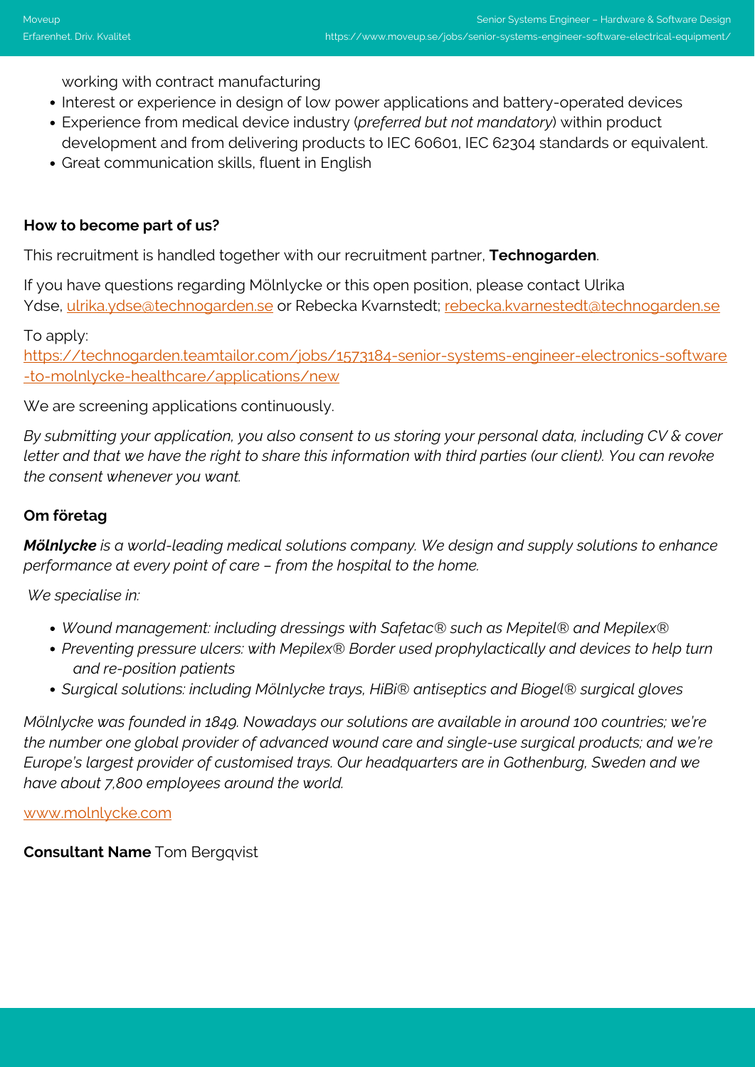working with contract manufacturing

- Interest or experience in design of low power applications and battery-operated devices
- Experience from medical device industry (*preferred but not mandatory*) within product development and from delivering products to IEC 60601, IEC 62304 standards or equivalent.
- Great communication skills, fluent in English

**How to become part of us?**

This recruitment is handled together with our recruitment partner, **Technogarden**.

If you have questions regarding Mölnlycke or this open position, please contact Ulrika Ydse, ulrika.ydse@technogarden.se or Rebecka Kvarnstedt; rebecka.kvarnestedt@technogarden.se

To apply:
https://technogarden.teamtailor.com/jobs/1573184-senior-systems-engineer-electronics-software-to-molnlycke-healthcare/applications/new

We are screening applications continuously.

*By submitting your application, you also consent to us storing your personal data, including CV & cover letter and that we have the right to share this information with third parties (our client). You can revoke the consent whenever you want.*

**Om företag**

***Mölnlycke*** *is a world-leading medical solutions company. We design and supply solutions to enhance performance at every point of care – from the hospital to the home.*

*We specialise in:*

- *Wound management: including dressings with Safetac® such as Mepitel® and Mepilex®*
- *Preventing pressure ulcers: with Mepilex® Border used prophylactically and devices to help turn and re-position patients*
- *Surgical solutions: including Mölnlycke trays, HiBi® antiseptics and Biogel® surgical gloves*

*Mölnlycke was founded in 1849. Nowadays our solutions are available in around 100 countries; we're the number one global provider of advanced wound care and single-use surgical products; and we're Europe's largest provider of customised trays. Our headquarters are in Gothenburg, Sweden and we have about 7,800 employees around the world.*

www.molnlycke.com

**Consultant Name** Tom Bergqvist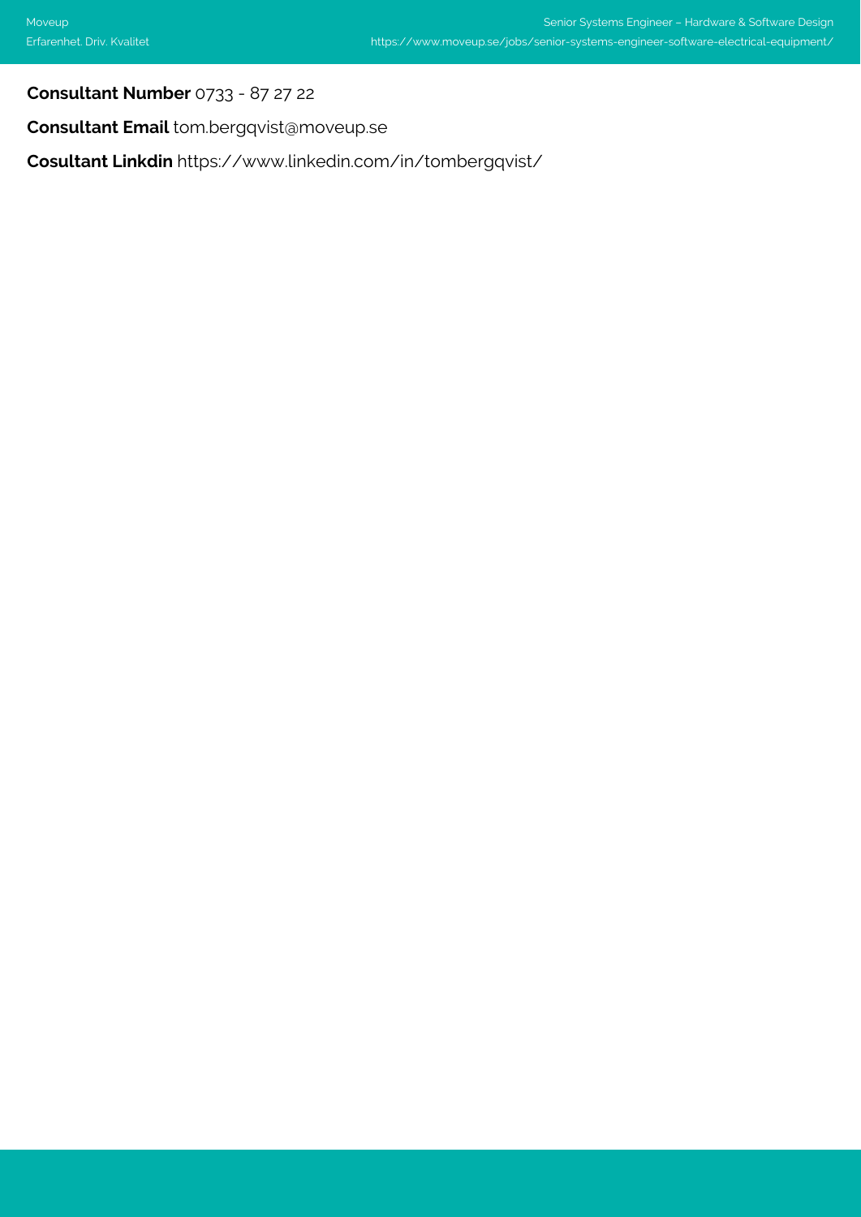**Consultant Number** 0733 - 87 27 22

**Consultant Email** tom.bergqvist@moveup.se

**Cosultant Linkdin** https://www.linkedin.com/in/tombergqvist/